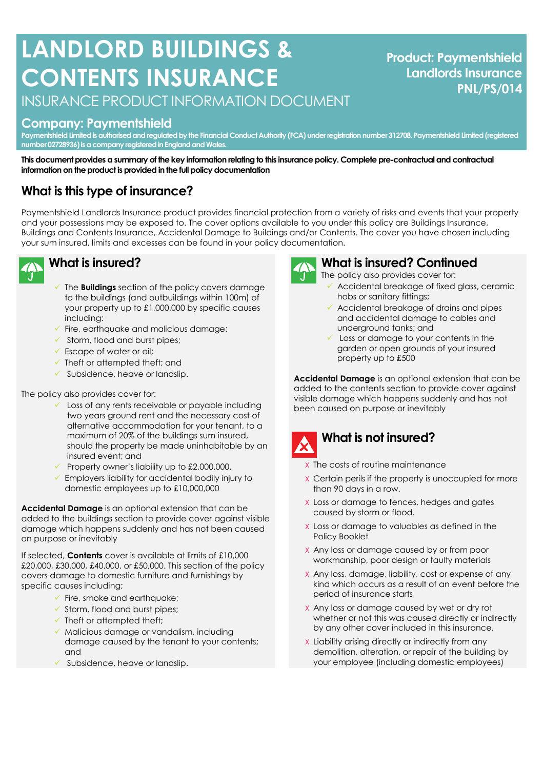# LANDLORD BUILDINGS & CONTENTS INSURANCE

INSURANCE PRODUCT INFORMATION DOCUMENT

**Product: Paymentshield Landlords Insurance PNL/PS/014**

## Company: Paymentshield

**Paymentshield Limited is authorised and regulated by the Financial Conduct Authority (FCA) under registration number 312708. Paymentshield Limited (registered number 02728936) is a company registered in England and Wales.**

**This document provides a summary of the key information relating to this insurance policy. Complete pre-contractual and contractual information on the product is provided in the full policy documentation**

## What is this type of insurance?

Paymentshield Landlords Insurance product provides financial protection from a variety of risks and events that your property and your possessions may be exposed to. The cover options available to you under this policy are Buildings Insurance, Buildings and Contents Insurance, Accidental Damage to Buildings and/or Contents. The cover you have chosen including your sum insured, limits and excesses can be found in your policy documentation.

## What is insured?

- ✓ The **Buildings** section of the policy covers damage to the buildings (and outbuildings within 100m) of your property up to £1,000,000 by specific causes including:
- ✓ Fire, earthquake and malicious damage;
- ✓ Storm, flood and burst pipes;
- ✓ Escape of water or oil;
- ✓ Theft or attempted theft; and
- ✓ Subsidence, heave or landslip.

The policy also provides cover for:

- ✓ Loss of any rents receivable or payable including two years ground rent and the necessary cost of alternative accommodation for your tenant, to a maximum of 20% of the buildings sum insured, should the property be made uninhabitable by an insured event; and
- ✓ Property owner's liability up to £2,000,000.
- ✓ Employers liability for accidental bodily injury to domestic employees up to £10,000,000

**Accidental Damage** is an optional extension that can be added to the buildings section to provide cover against visible damage which happens suddenly and has not been caused on purpose or inevitably

If selected, **Contents** cover is available at limits of £10,000 £20,000, £30,000, £40,000, or £50,000. This section of the policy covers damage to domestic furniture and furnishings by specific causes including;

- ✓ Fire, smoke and earthquake;
- ✓ Storm, flood and burst pipes;
- ✓ Theft or attempted theft;
- ✓ Malicious damage or vandalism, including damage caused by the tenant to your contents; and
- ✓ Subsidence, heave or landslip.

## What is insured? Continued

The policy also provides cover for:

- ✓ Accidental breakage of fixed glass, ceramic hobs or sanitary fittings;
- ✓ Accidental breakage of drains and pipes and accidental damage to cables and underground tanks; and
- ✓ Loss or damage to your contents in the garden or open grounds of your insured property up to £500

**Accidental Damage** is an optional extension that can be added to the contents section to provide cover against visible damage which happens suddenly and has not been caused on purpose or inevitably

## What is not insured?

- x The costs of routine maintenance
- x Certain perils if the property is unoccupied for more than 90 days in a row.
- x Loss or damage to fences, hedges and gates caused by storm or flood.
- x Loss or damage to valuables as defined in the Policy Booklet
- x Any loss or damage caused by or from poor workmanship, poor design or faulty materials
- x Any loss, damage, liability, cost or expense of any kind which occurs as a result of an event before the period of insurance starts
- x Any loss or damage caused by wet or dry rot whether or not this was caused directly or indirectly by any other cover included in this insurance.
- x Liability arising directly or indirectly from any demolition, alteration, or repair of the building by your employee (including domestic employees)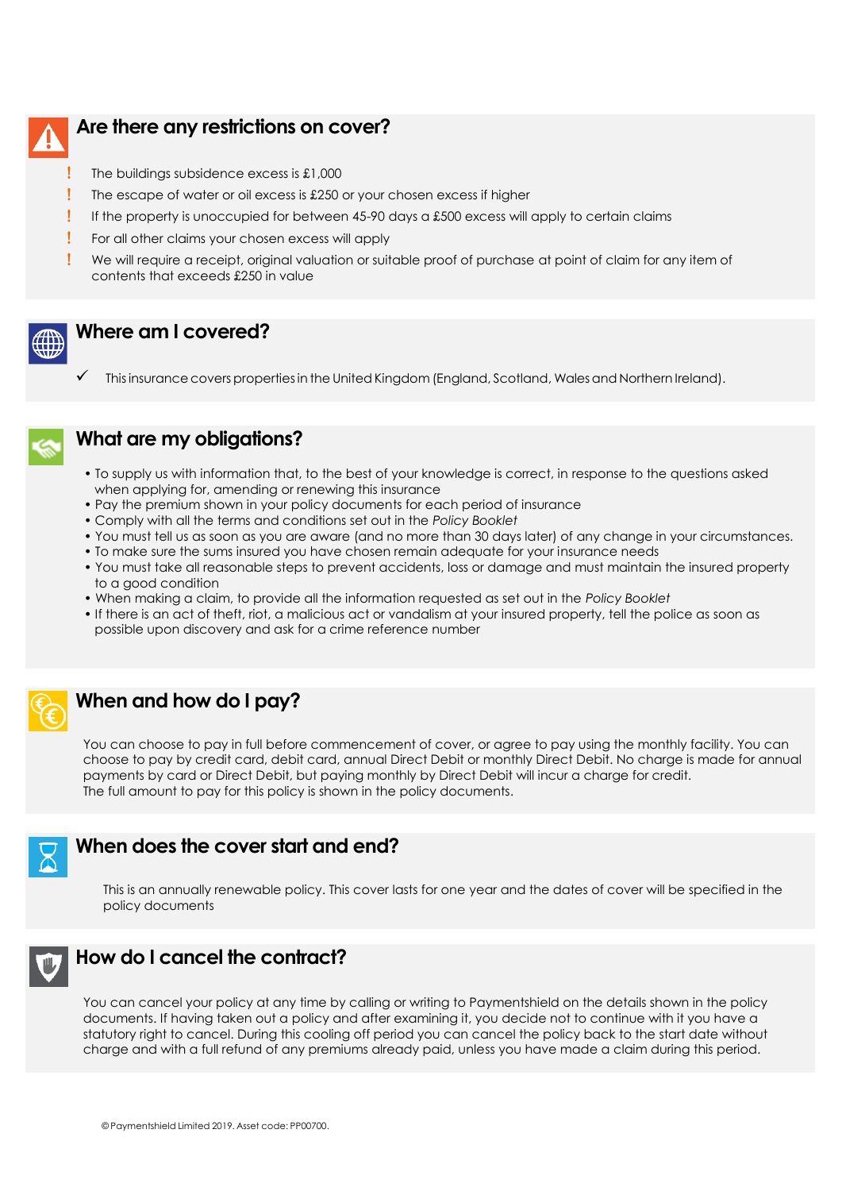## Are there any restrictions on cover?

- ! The buildings subsidence excess is £1,000
- ! The escape of water or oil excess is £250 or your chosen excess if higher
- ! If the property is unoccupied for between 45-90 days a £500 excess will apply to certain claims
- ! For all other claims your chosen excess will apply
- ! We will require a receipt, original valuation or suitable proof of purchase at point of claim for any item of contents that exceeds £250 in value

## Where am I covered?

- ✓ This insurance covers properties in the United Kingdom (England, Scotland, Wales and Northern Ireland).

## What are my obligations?

- To supply us with information that, to the best of your knowledge is correct, in response to the questions asked when applying for, amending or renewing this insurance
- Pay the premium shown in your policy documents for each period of insurance
- Comply with all the terms and conditions set out in the *Policy Booklet*
- You must tell us as soon as you are aware (and no more than 30 days later) of any change in your circumstances.
- To make sure the sums insured you have chosen remain adequate for your insurance needs
- You must take all reasonable steps to prevent accidents, loss or damage and must maintain the insured property to a good condition
- When making a claim, to provide all the information requested as set out in the *Policy Booklet*
- If there is an act of theft, riot, a malicious act or vandalism at your insured property, tell the police as soon as possible upon discovery and ask for a crime reference number

## When and how do I pay?

You can choose to pay in full before commencement of cover, or agree to pay using the monthly facility. You can choose to pay by credit card, debit card, annual Direct Debit or monthly Direct Debit. No charge is made for annual payments by card or Direct Debit, but paying monthly by Direct Debit will incur a charge for credit.
The full amount to pay for this policy is shown in the policy documents.

## When does the cover start and end?

This is an annually renewable policy. This cover lasts for one year and the dates of cover will be specified in the policy documents

## How do I cancel the contract?

You can cancel your policy at any time by calling or writing to Paymentshield on the details shown in the policy documents. If having taken out a policy and after examining it, you decide not to continue with it you have a statutory right to cancel. During this cooling off period you can cancel the policy back to the start date without charge and with a full refund of any premiums already paid, unless you have made a claim during this period.

© Paymentshield Limited 2019. Asset code: PP00700.